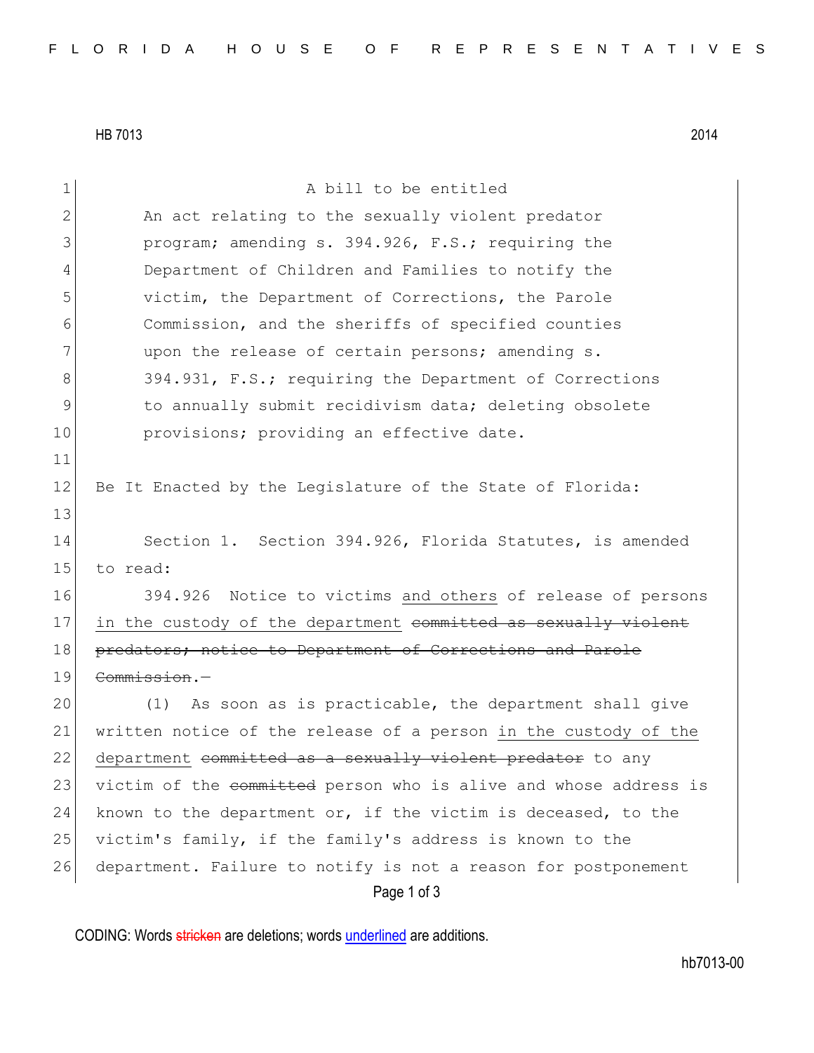HB 7013 2014

A bill to be entitled

An act relating to the sexually violent predator program; amending s. 394.926, F.S.; requiring the Department of Children and Families to notify the victim, the Department of Corrections, the Parole Commission, and the sheriffs of specified counties upon the release of certain persons; amending s. 394.931, F.S.; requiring the Department of Corrections to annually submit recidivism data; deleting obsolete provisions; providing an effective date.

Be It Enacted by the Legislature of the State of Florida:

Section 1. Section 394.926, Florida Statutes, is amended to read:

394.926 Notice to victims <u>and others</u> of release of persons <u>in the custody of the department</u> ~~committed as sexually violent predators; notice to Department of Corrections and Parole Commission~~.—

(1) As soon as is practicable, the department shall give written notice of the release of a person <u>in the custody of the department</u> ~~committed as a sexually violent predator~~ to any victim of the ~~committed~~ person who is alive and whose address is known to the department or, if the victim is deceased, to the victim's family, if the family's address is known to the department. Failure to notify is not a reason for postponement

CODING: Words ~~stricken~~ are deletions; words <u>underlined</u> are additions.

hb7013-00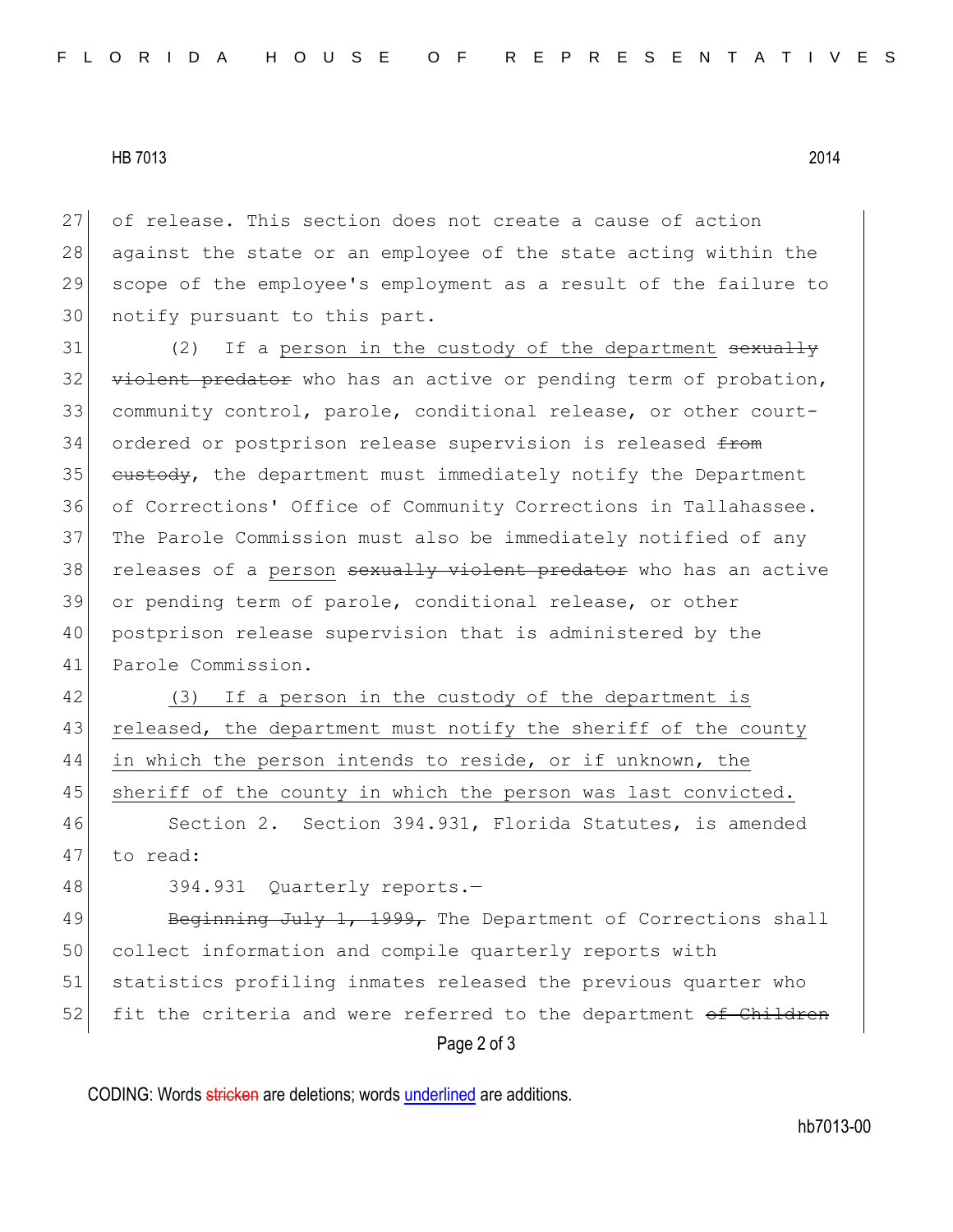of release. This section does not create a cause of action against the state or an employee of the state acting within the scope of the employee's employment as a result of the failure to notify pursuant to this part.

(2) If a <u>person in the custody of the department</u> ~~sexually violent predator~~ who has an active or pending term of probation, community control, parole, conditional release, or other court-ordered or postprison release supervision is released ~~from custody~~, the department must immediately notify the Department of Corrections' Office of Community Corrections in Tallahassee. The Parole Commission must also be immediately notified of any releases of a <u>person</u> ~~sexually violent predator~~ who has an active or pending term of parole, conditional release, or other postprison release supervision that is administered by the Parole Commission.

<u>(3) If a person in the custody of the department is released, the department must notify the sheriff of the county in which the person intends to reside, or if unknown, the sheriff of the county in which the person was last convicted.</u>

Section 2. Section 394.931, Florida Statutes, is amended to read:

394.931 Quarterly reports.—

~~Beginning July 1, 1999,~~ The Department of Corrections shall collect information and compile quarterly reports with statistics profiling inmates released the previous quarter who fit the criteria and were referred to the department ~~of Children~~

CODING: Words ~~stricken~~ are deletions; words <u>underlined</u> are additions.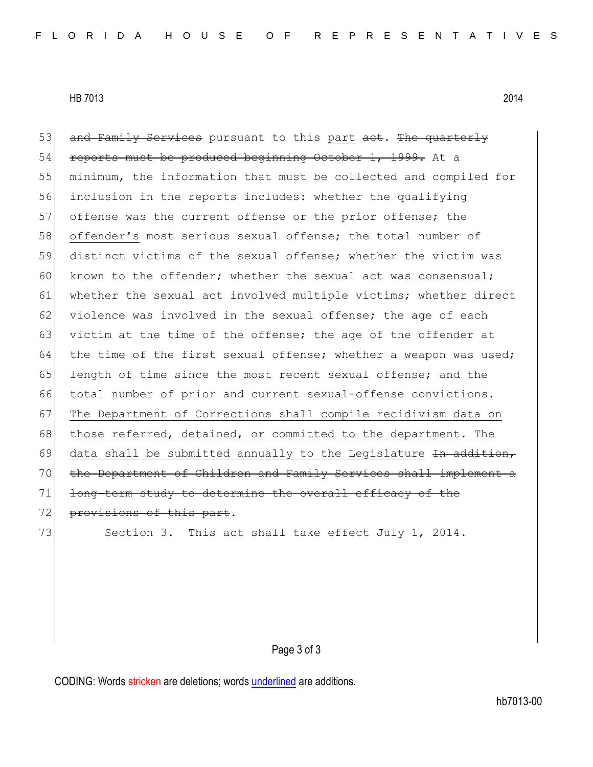53 ~~and Family Services~~ pursuant to this part ~~act~~. ~~The quarterly~~
54 ~~reports must be produced beginning October 1, 1999.~~ At a
55 minimum, the information that must be collected and compiled for
56 inclusion in the reports includes: whether the qualifying
57 offense was the current offense or the prior offense; the
58 offender's most serious sexual offense; the total number of
59 distinct victims of the sexual offense; whether the victim was
60 known to the offender; whether the sexual act was consensual;
61 whether the sexual act involved multiple victims; whether direct
62 violence was involved in the sexual offense; the age of each
63 victim at the time of the offense; the age of the offender at
64 the time of the first sexual offense; whether a weapon was used;
65 length of time since the most recent sexual offense; and the
66 total number of prior and current sexual-offense convictions.
67 The Department of Corrections shall compile recidivism data on
68 those referred, detained, or committed to the department. The
69 data shall be submitted annually to the Legislature ~~In addition,~~
70 ~~the Department of Children and Family Services shall implement a~~
71 ~~long-term study to determine the overall efficacy of the~~
72 ~~provisions of this part~~.
73 Section 3. This act shall take effect July 1, 2014.

CODING: Words ~~stricken~~ are deletions; words underlined are additions.